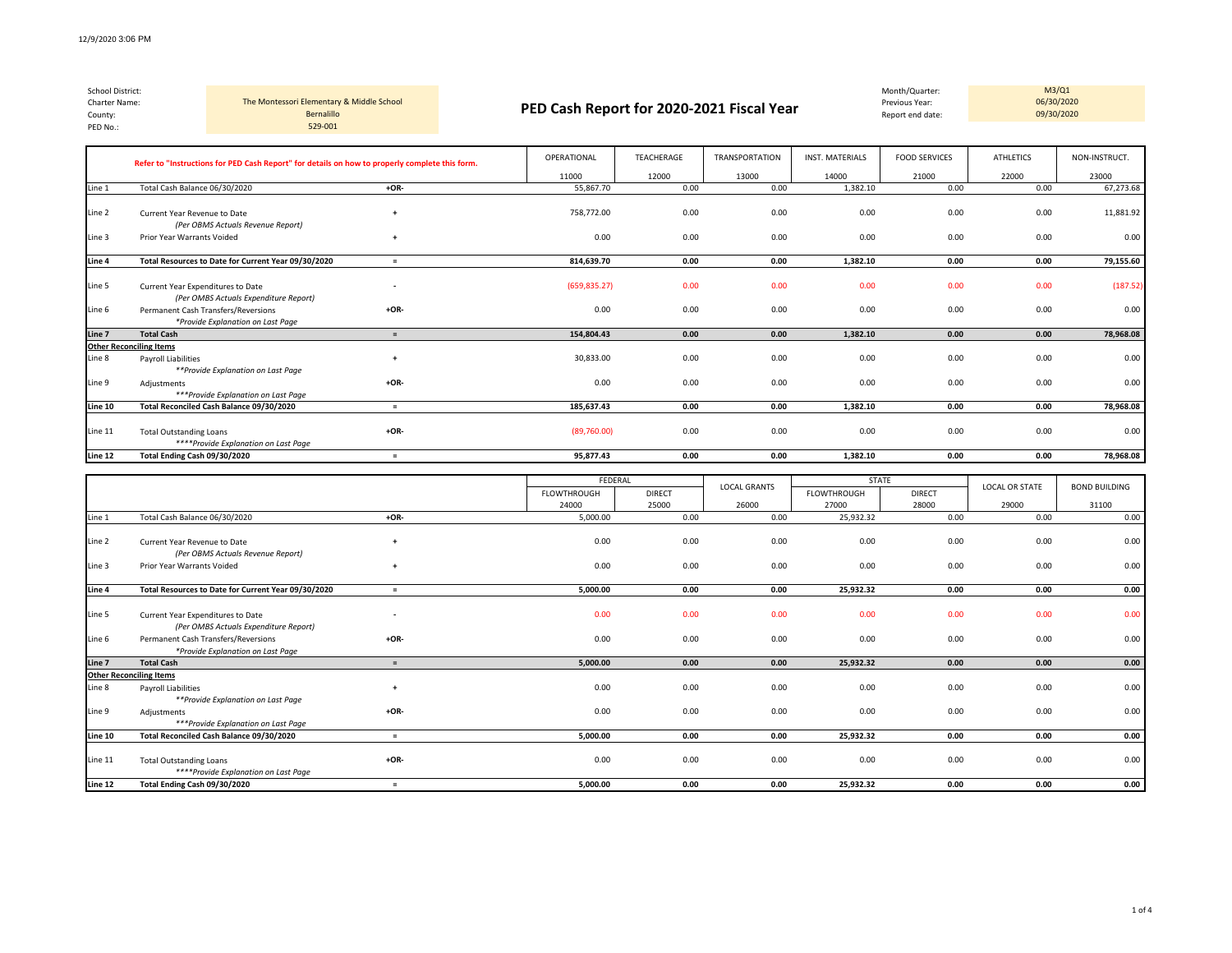| | |
|---|---|
| School District: | |
| Charter Name: | The Montessori Elementary & Middle School |
| County: | Bernalillo |
| PED No.: | 529-001 |

# PED Cash Report for 2020-2021 Fiscal Year

| | |
|---|---|
| Month/Quarter: | M3/Q1 |
| Previous Year: | 06/30/2020 |
| Report end date: | 09/30/2020 |

| | Refer to "Instructions for PED Cash Report" for details on how to properly complete this form. | | OPERATIONAL 11000 | TEACHERAGE 12000 | TRANSPORTATION 13000 | INST. MATERIALS 14000 | FOOD SERVICES 21000 | ATHLETICS 22000 | NON-INSTRUCT. 23000 |
|---|---|---|---|---|---|---|---|---|---|
| Line 1 | Total Cash Balance 06/30/2020 | +OR- | 55,867.70 | 0.00 | 0.00 | 1,382.10 | 0.00 | 0.00 | 67,273.68 |
| Line 2 | Current Year Revenue to Date *(Per OBMS Actuals Revenue Report)* | + | 758,772.00 | 0.00 | 0.00 | 0.00 | 0.00 | 0.00 | 11,881.92 |
| Line 3 | Prior Year Warrants Voided | + | 0.00 | 0.00 | 0.00 | 0.00 | 0.00 | 0.00 | 0.00 |
| **Line 4** | **Total Resources to Date for Current Year 09/30/2020** | = | **814,639.70** | **0.00** | **0.00** | **1,382.10** | **0.00** | **0.00** | **79,155.60** |
| Line 5 | Current Year Expenditures to Date *(Per OMBS Actuals Expenditure Report)* | - | (659,835.27) | 0.00 | 0.00 | 0.00 | 0.00 | 0.00 | (187.52) |
| Line 6 | Permanent Cash Transfers/Reversions *\*Provide Explanation on Last Page* | +OR- | 0.00 | 0.00 | 0.00 | 0.00 | 0.00 | 0.00 | 0.00 |
| **Line 7** | **Total Cash** | = | **154,804.43** | **0.00** | **0.00** | **1,382.10** | **0.00** | **0.00** | **78,968.08** |
| **Other Reconciling Items** | | | | | | | | | |
| Line 8 | Payroll Liabilities *\*\*Provide Explanation on Last Page* | + | 30,833.00 | 0.00 | 0.00 | 0.00 | 0.00 | 0.00 | 0.00 |
| Line 9 | Adjustments *\*\*\*Provide Explanation on Last Page* | +OR- | 0.00 | 0.00 | 0.00 | 0.00 | 0.00 | 0.00 | 0.00 |
| **Line 10** | **Total Reconciled Cash Balance 09/30/2020** | = | **185,637.43** | **0.00** | **0.00** | **1,382.10** | **0.00** | **0.00** | **78,968.08** |
| Line 11 | Total Outstanding Loans *\*\*\*\*Provide Explanation on Last Page* | +OR- | (89,760.00) | 0.00 | 0.00 | 0.00 | 0.00 | 0.00 | 0.00 |
| **Line 12** | **Total Ending Cash 09/30/2020** | = | **95,877.43** | **0.00** | **0.00** | **1,382.10** | **0.00** | **0.00** | **78,968.08** |

| | | | FEDERAL | | LOCAL GRANTS | STATE | | LOCAL OR STATE | BOND BUILDING |
|---|---|---|---|---|---|---|---|---|---|
| | | | FLOWTHROUGH 24000 | DIRECT 25000 | 26000 | FLOWTHROUGH 27000 | DIRECT 28000 | 29000 | 31100 |
| Line 1 | Total Cash Balance 06/30/2020 | +OR- | 5,000.00 | 0.00 | 0.00 | 25,932.32 | 0.00 | 0.00 | 0.00 |
| Line 2 | Current Year Revenue to Date *(Per OBMS Actuals Revenue Report)* | + | 0.00 | 0.00 | 0.00 | 0.00 | 0.00 | 0.00 | 0.00 |
| Line 3 | Prior Year Warrants Voided | + | 0.00 | 0.00 | 0.00 | 0.00 | 0.00 | 0.00 | 0.00 |
| **Line 4** | **Total Resources to Date for Current Year 09/30/2020** | = | **5,000.00** | **0.00** | **0.00** | **25,932.32** | **0.00** | **0.00** | **0.00** |
| Line 5 | Current Year Expenditures to Date *(Per OMBS Actuals Expenditure Report)* | - | 0.00 | 0.00 | 0.00 | 0.00 | 0.00 | 0.00 | 0.00 |
| Line 6 | Permanent Cash Transfers/Reversions *\*Provide Explanation on Last Page* | +OR- | 0.00 | 0.00 | 0.00 | 0.00 | 0.00 | 0.00 | 0.00 |
| **Line 7** | **Total Cash** | = | **5,000.00** | **0.00** | **0.00** | **25,932.32** | **0.00** | **0.00** | **0.00** |
| **Other Reconciling Items** | | | | | | | | | |
| Line 8 | Payroll Liabilities *\*\*Provide Explanation on Last Page* | + | 0.00 | 0.00 | 0.00 | 0.00 | 0.00 | 0.00 | 0.00 |
| Line 9 | Adjustments *\*\*\*Provide Explanation on Last Page* | +OR- | 0.00 | 0.00 | 0.00 | 0.00 | 0.00 | 0.00 | 0.00 |
| **Line 10** | **Total Reconciled Cash Balance 09/30/2020** | = | **5,000.00** | **0.00** | **0.00** | **25,932.32** | **0.00** | **0.00** | **0.00** |
| Line 11 | Total Outstanding Loans *\*\*\*\*Provide Explanation on Last Page* | +OR- | 0.00 | 0.00 | 0.00 | 0.00 | 0.00 | 0.00 | 0.00 |
| **Line 12** | **Total Ending Cash 09/30/2020** | = | **5,000.00** | **0.00** | **0.00** | **25,932.32** | **0.00** | **0.00** | **0.00** |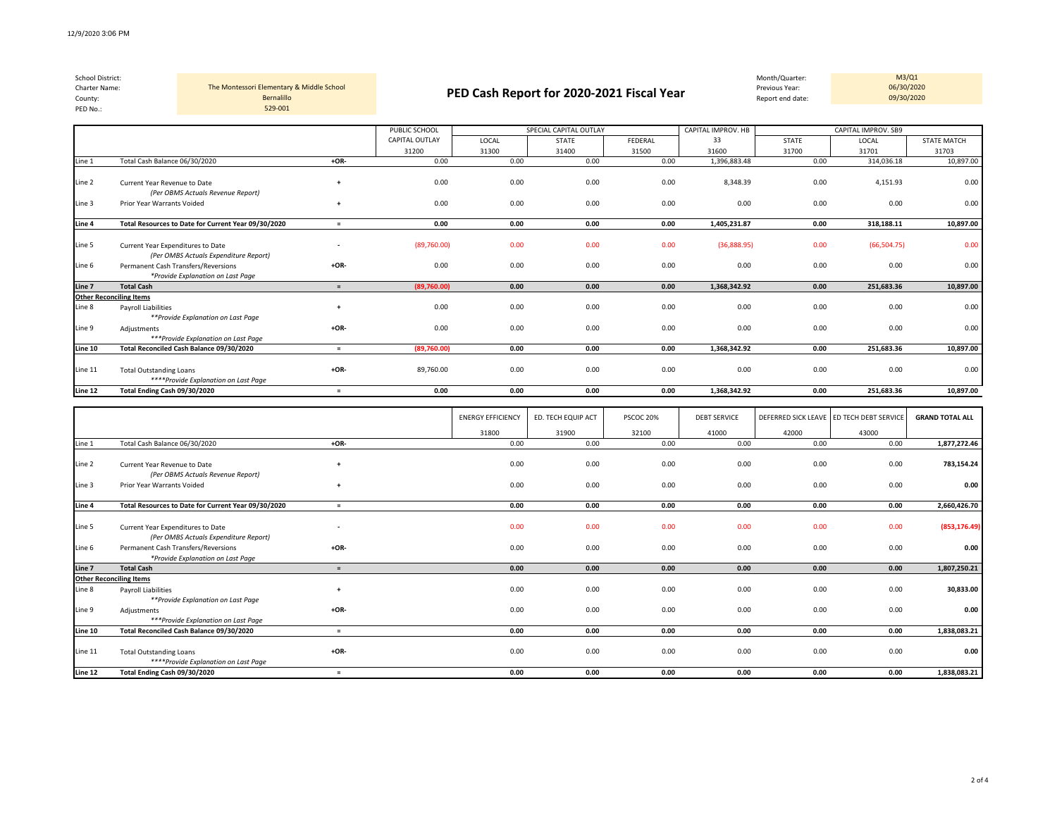| School District: | | | Month/Quarter: | M3/Q1 |
|---|---|---|---|---|
| Charter Name: | The Montessori Elementary & Middle School | **PED Cash Report for 2020-2021 Fiscal Year** | Previous Year: | 06/30/2020 |
| County: | Bernalillo | | Report end date: | 09/30/2020 |
| PED No.: | 529-001 | | | |

| | | | PUBLIC SCHOOL CAPITAL OUTLAY | SPECIAL CAPITAL OUTLAY | | | CAPITAL IMPROV. HB 33 | CAPITAL IMPROV. SB9 | | |
|---|---|---|---|---|---|---|---|---|---|---|
| | | | | LOCAL | STATE | FEDERAL | | STATE | LOCAL | STATE MATCH |
| | | | 31200 | 31300 | 31400 | 31500 | 31600 | 31700 | 31701 | 31703 |
| Line 1 | Total Cash Balance 06/30/2020 | +OR- | 0.00 | 0.00 | 0.00 | 0.00 | 1,396,883.48 | 0.00 | 314,036.18 | 10,897.00 |
| Line 2 | Current Year Revenue to Date *(Per OBMS Actuals Revenue Report)* | + | 0.00 | 0.00 | 0.00 | 0.00 | 8,348.39 | 0.00 | 4,151.93 | 0.00 |
| Line 3 | Prior Year Warrants Voided | + | 0.00 | 0.00 | 0.00 | 0.00 | 0.00 | 0.00 | 0.00 | 0.00 |
| **Line 4** | **Total Resources to Date for Current Year 09/30/2020** | = | **0.00** | **0.00** | **0.00** | **0.00** | **1,405,231.87** | **0.00** | **318,188.11** | **10,897.00** |
| Line 5 | Current Year Expenditures to Date *(Per OMBS Actuals Expenditure Report)* | - | (89,760.00) | 0.00 | 0.00 | 0.00 | (36,888.95) | 0.00 | (66,504.75) | 0.00 |
| Line 6 | Permanent Cash Transfers/Reversions *\*Provide Explanation on Last Page* | +OR- | 0.00 | 0.00 | 0.00 | 0.00 | 0.00 | 0.00 | 0.00 | 0.00 |
| **Line 7** | **Total Cash** | = | **(89,760.00)** | **0.00** | **0.00** | **0.00** | **1,368,342.92** | **0.00** | **251,683.36** | **10,897.00** |
| **Other Reconciling Items** | | | | | | | | | | |
| Line 8 | Payroll Liabilities *\*\*Provide Explanation on Last Page* | + | 0.00 | 0.00 | 0.00 | 0.00 | 0.00 | 0.00 | 0.00 | 0.00 |
| Line 9 | Adjustments *\*\*\*Provide Explanation on Last Page* | +OR- | 0.00 | 0.00 | 0.00 | 0.00 | 0.00 | 0.00 | 0.00 | 0.00 |
| **Line 10** | **Total Reconciled Cash Balance 09/30/2020** | = | **(89,760.00)** | **0.00** | **0.00** | **0.00** | **1,368,342.92** | **0.00** | **251,683.36** | **10,897.00** |
| Line 11 | Total Outstanding Loans *\*\*\*\*Provide Explanation on Last Page* | +OR- | 89,760.00 | 0.00 | 0.00 | 0.00 | 0.00 | 0.00 | 0.00 | 0.00 |
| **Line 12** | **Total Ending Cash 09/30/2020** | = | **0.00** | **0.00** | **0.00** | **0.00** | **1,368,342.92** | **0.00** | **251,683.36** | **10,897.00** |

| | | | ENERGY EFFICIENCY | ED. TECH EQUIP ACT | PSCOC 20% | DEBT SERVICE | DEFERRED SICK LEAVE | ED TECH DEBT SERVICE | **GRAND TOTAL ALL** |
|---|---|---|---|---|---|---|---|---|---|
| | | | 31800 | 31900 | 32100 | 41000 | 42000 | 43000 | |
| Line 1 | Total Cash Balance 06/30/2020 | +OR- | 0.00 | 0.00 | 0.00 | 0.00 | 0.00 | 0.00 | **1,877,272.46** |
| Line 2 | Current Year Revenue to Date *(Per OBMS Actuals Revenue Report)* | + | 0.00 | 0.00 | 0.00 | 0.00 | 0.00 | 0.00 | **783,154.24** |
| Line 3 | Prior Year Warrants Voided | + | 0.00 | 0.00 | 0.00 | 0.00 | 0.00 | 0.00 | **0.00** |
| **Line 4** | **Total Resources to Date for Current Year 09/30/2020** | = | **0.00** | **0.00** | **0.00** | **0.00** | **0.00** | **0.00** | **2,660,426.70** |
| Line 5 | Current Year Expenditures to Date *(Per OMBS Actuals Expenditure Report)* | - | 0.00 | 0.00 | 0.00 | 0.00 | 0.00 | 0.00 | **(853,176.49)** |
| Line 6 | Permanent Cash Transfers/Reversions *\*Provide Explanation on Last Page* | +OR- | 0.00 | 0.00 | 0.00 | 0.00 | 0.00 | 0.00 | **0.00** |
| **Line 7** | **Total Cash** | = | **0.00** | **0.00** | **0.00** | **0.00** | **0.00** | **0.00** | **1,807,250.21** |
| **Other Reconciling Items** | | | | | | | | | |
| Line 8 | Payroll Liabilities *\*\*Provide Explanation on Last Page* | + | 0.00 | 0.00 | 0.00 | 0.00 | 0.00 | 0.00 | **30,833.00** |
| Line 9 | Adjustments *\*\*\*Provide Explanation on Last Page* | +OR- | 0.00 | 0.00 | 0.00 | 0.00 | 0.00 | 0.00 | **0.00** |
| **Line 10** | **Total Reconciled Cash Balance 09/30/2020** | = | **0.00** | **0.00** | **0.00** | **0.00** | **0.00** | **0.00** | **1,838,083.21** |
| Line 11 | Total Outstanding Loans *\*\*\*\*Provide Explanation on Last Page* | +OR- | 0.00 | 0.00 | 0.00 | 0.00 | 0.00 | 0.00 | **0.00** |
| **Line 12** | **Total Ending Cash 09/30/2020** | = | **0.00** | **0.00** | **0.00** | **0.00** | **0.00** | **0.00** | **1,838,083.21** |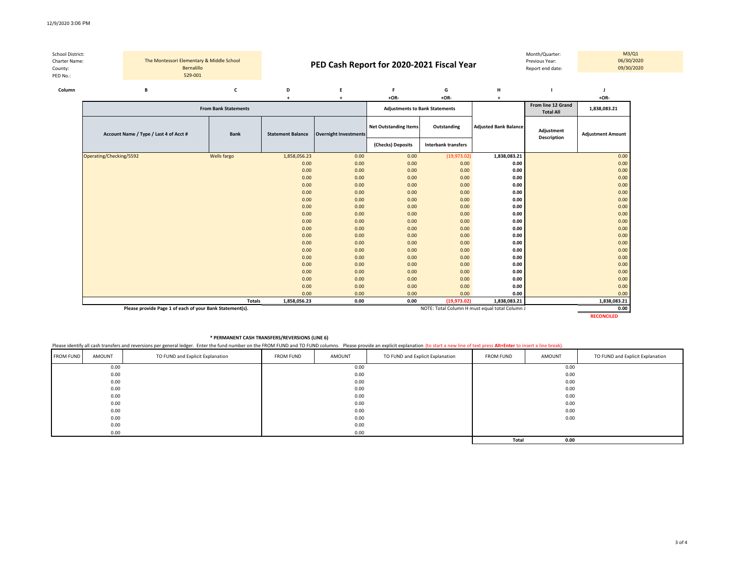| School District: | |
|---|---|
| Charter Name: | The Montessori Elementary & Middle School |
| County: | Bernalillo |
| PED No.: | 529-001 |

# PED Cash Report for 2020-2021 Fiscal Year

| Month/Quarter: | M3/Q1 |
|---|---|
| Previous Year: | 06/30/2020 |
| Report end date: | 09/30/2020 |

| Column | B | C | D | E | F | G | H | I | J |
|---|---|---|---|---|---|---|---|---|---|
| | | | + | + | +OR- | +OR- | + | | +OR- |
| | From Bank Statements | | | | Adjustments to Bank Statements | | | From line 12 Grand Total All | 1,838,083.21 |
| | Account Name / Type / Last 4 of Acct # | Bank | Statement Balance | Overnight Investments | Net Outstanding Items (Checks) Deposits | Outstanding Interbank transfers | Adjusted Bank Balance | Adjustment Description | Adjustment Amount |
| | Operating/Checking/5592 | Wells fargo | 1,858,056.23 | 0.00 | 0.00 | (19,973.02) | **1,838,083.21** | | 0.00 |
| | | | 0.00 | 0.00 | 0.00 | 0.00 | **0.00** | | 0.00 |
| | | | 0.00 | 0.00 | 0.00 | 0.00 | **0.00** | | 0.00 |
| | | | 0.00 | 0.00 | 0.00 | 0.00 | **0.00** | | 0.00 |
| | | | 0.00 | 0.00 | 0.00 | 0.00 | **0.00** | | 0.00 |
| | | | 0.00 | 0.00 | 0.00 | 0.00 | **0.00** | | 0.00 |
| | | | 0.00 | 0.00 | 0.00 | 0.00 | **0.00** | | 0.00 |
| | | | 0.00 | 0.00 | 0.00 | 0.00 | **0.00** | | 0.00 |
| | | | 0.00 | 0.00 | 0.00 | 0.00 | **0.00** | | 0.00 |
| | | | 0.00 | 0.00 | 0.00 | 0.00 | **0.00** | | 0.00 |
| | | | 0.00 | 0.00 | 0.00 | 0.00 | **0.00** | | 0.00 |
| | | | 0.00 | 0.00 | 0.00 | 0.00 | **0.00** | | 0.00 |
| | | | 0.00 | 0.00 | 0.00 | 0.00 | **0.00** | | 0.00 |
| | | | 0.00 | 0.00 | 0.00 | 0.00 | **0.00** | | 0.00 |
| | | | 0.00 | 0.00 | 0.00 | 0.00 | **0.00** | | 0.00 |
| | | | 0.00 | 0.00 | 0.00 | 0.00 | **0.00** | | 0.00 |
| | | | 0.00 | 0.00 | 0.00 | 0.00 | **0.00** | | 0.00 |
| | | | 0.00 | 0.00 | 0.00 | 0.00 | **0.00** | | 0.00 |
| | | | 0.00 | 0.00 | 0.00 | 0.00 | **0.00** | | 0.00 |
| | | | 0.00 | 0.00 | 0.00 | 0.00 | **0.00** | | 0.00 |
| | | **Totals** | **1,858,056.23** | **0.00** | **0.00** | **(19,973.02)** | **1,838,083.21** | | **1,838,083.21** |
| | **Please provide Page 1 of each of your Bank Statement(s).** | | | | NOTE: Total Column H must equal total Column J | | | | **0.00** |
| | | | | | | | | | **RECONCILED** |

**\* PERMANENT CASH TRANSFERS/REVERSIONS (LINE 6)**

Please identify all cash transfers and reversions per general ledger. Enter the fund number on the FROM FUND and TO FUND columns. Please provide an explicit explanation (to start a new line of text press **Alt+Enter** to insert a line break).

| FROM FUND | AMOUNT | TO FUND and Explicit Explanation | FROM FUND | AMOUNT | TO FUND and Explicit Explanation | FROM FUND | AMOUNT | TO FUND and Explicit Explanation |
|---|---|---|---|---|---|---|---|---|
| | 0.00 | | | 0.00 | | | 0.00 | |
| | 0.00 | | | 0.00 | | | 0.00 | |
| | 0.00 | | | 0.00 | | | 0.00 | |
| | 0.00 | | | 0.00 | | | 0.00 | |
| | 0.00 | | | 0.00 | | | 0.00 | |
| | 0.00 | | | 0.00 | | | 0.00 | |
| | 0.00 | | | 0.00 | | | 0.00 | |
| | 0.00 | | | 0.00 | | | 0.00 | |
| | 0.00 | | | 0.00 | | | | |
| | 0.00 | | | 0.00 | | | | |
| | | | | | | **Total** | **0.00** | |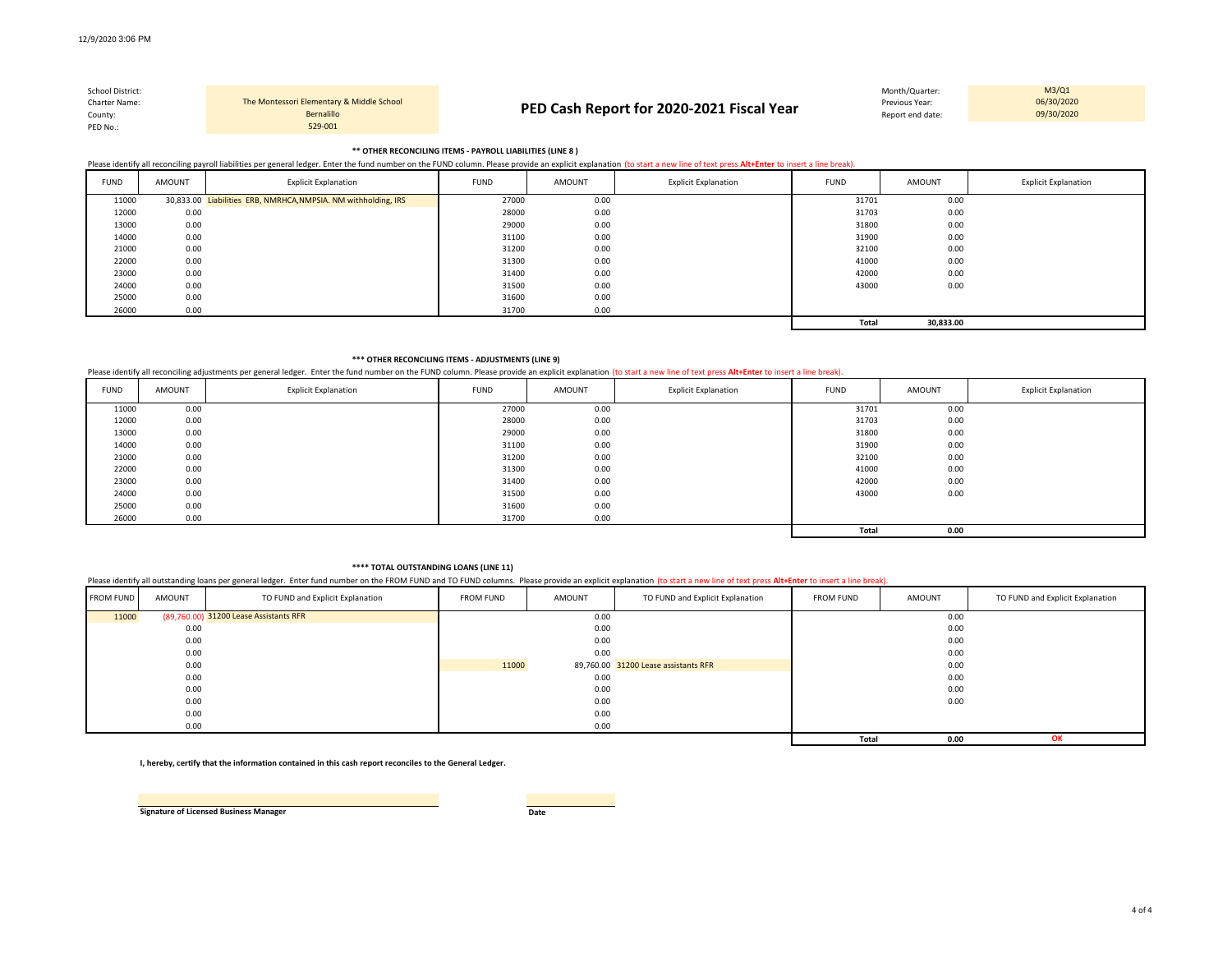12/9/2020 3:06 PM

| | | | |
|---|---|---|---|
| School District: | | Month/Quarter: | M3/Q1 |
| Charter Name: | The Montessori Elementary & Middle School | Previous Year: | 06/30/2020 |
| County: | Bernalillo | Report end date: | 09/30/2020 |
| PED No.: | 529-001 | | |

# PED Cash Report for 2020-2021 Fiscal Year

### ** OTHER RECONCILING ITEMS - PAYROLL LIABILITIES (LINE 8 )

Please identify all reconciling payroll liabilities per general ledger. Enter the fund number on the FUND column. Please provide an explicit explanation (to start a new line of text press **Alt+Enter** to insert a line break).

| FUND | AMOUNT | Explicit Explanation | FUND | AMOUNT | Explicit Explanation | FUND | AMOUNT | Explicit Explanation |
|---|---|---|---|---|---|---|---|---|
| 11000 | 30,833.00 | Liabilities ERB, NMRHCA,NMPSIA. NM withholding, IRS | 27000 | 0.00 | | 31701 | 0.00 | |
| 12000 | 0.00 | | 28000 | 0.00 | | 31703 | 0.00 | |
| 13000 | 0.00 | | 29000 | 0.00 | | 31800 | 0.00 | |
| 14000 | 0.00 | | 31100 | 0.00 | | 31900 | 0.00 | |
| 21000 | 0.00 | | 31200 | 0.00 | | 32100 | 0.00 | |
| 22000 | 0.00 | | 31300 | 0.00 | | 41000 | 0.00 | |
| 23000 | 0.00 | | 31400 | 0.00 | | 42000 | 0.00 | |
| 24000 | 0.00 | | 31500 | 0.00 | | 43000 | 0.00 | |
| 25000 | 0.00 | | 31600 | 0.00 | | | | |
| 26000 | 0.00 | | 31700 | 0.00 | | | | |
| | | | | | | Total | 30,833.00 | |

### *** OTHER RECONCILING ITEMS - ADJUSTMENTS (LINE 9)

Please identify all reconciling adjustments per general ledger. Enter the fund number on the FUND column. Please provide an explicit explanation (to start a new line of text press **Alt+Enter** to insert a line break).

| FUND | AMOUNT | Explicit Explanation | FUND | AMOUNT | Explicit Explanation | FUND | AMOUNT | Explicit Explanation |
|---|---|---|---|---|---|---|---|---|
| 11000 | 0.00 | | 27000 | 0.00 | | 31701 | 0.00 | |
| 12000 | 0.00 | | 28000 | 0.00 | | 31703 | 0.00 | |
| 13000 | 0.00 | | 29000 | 0.00 | | 31800 | 0.00 | |
| 14000 | 0.00 | | 31100 | 0.00 | | 31900 | 0.00 | |
| 21000 | 0.00 | | 31200 | 0.00 | | 32100 | 0.00 | |
| 22000 | 0.00 | | 31300 | 0.00 | | 41000 | 0.00 | |
| 23000 | 0.00 | | 31400 | 0.00 | | 42000 | 0.00 | |
| 24000 | 0.00 | | 31500 | 0.00 | | 43000 | 0.00 | |
| 25000 | 0.00 | | 31600 | 0.00 | | | | |
| 26000 | 0.00 | | 31700 | 0.00 | | | | |
| | | | | | | Total | 0.00 | |

### **** TOTAL OUTSTANDING LOANS (LINE 11)

Please identify all outstanding loans per general ledger. Enter fund number on the FROM FUND and TO FUND columns. Please provide an explicit explanation (to start a new line of text press **Alt+Enter** to insert a line break).

| FROM FUND | AMOUNT | TO FUND and Explicit Explanation | FROM FUND | AMOUNT | TO FUND and Explicit Explanation | FROM FUND | AMOUNT | TO FUND and Explicit Explanation |
|---|---|---|---|---|---|---|---|---|
| 11000 | (89,760.00) | 31200 Lease Assistants RFR | | 0.00 | | | 0.00 | |
| | 0.00 | | | 0.00 | | | 0.00 | |
| | 0.00 | | | 0.00 | | | 0.00 | |
| | 0.00 | | | 0.00 | | | 0.00 | |
| | 0.00 | | 11000 | 89,760.00 | 31200 Lease assistants RFR | | 0.00 | |
| | 0.00 | | | 0.00 | | | 0.00 | |
| | 0.00 | | | 0.00 | | | 0.00 | |
| | 0.00 | | | 0.00 | | | 0.00 | |
| | 0.00 | | | 0.00 | | | | |
| | 0.00 | | | 0.00 | | | | |
| | | | | | | Total | 0.00 | OK |

**I, hereby, certify that the information contained in this cash report reconciles to the General Ledger.**

**Signature of Licensed Business Manager** | **Date**